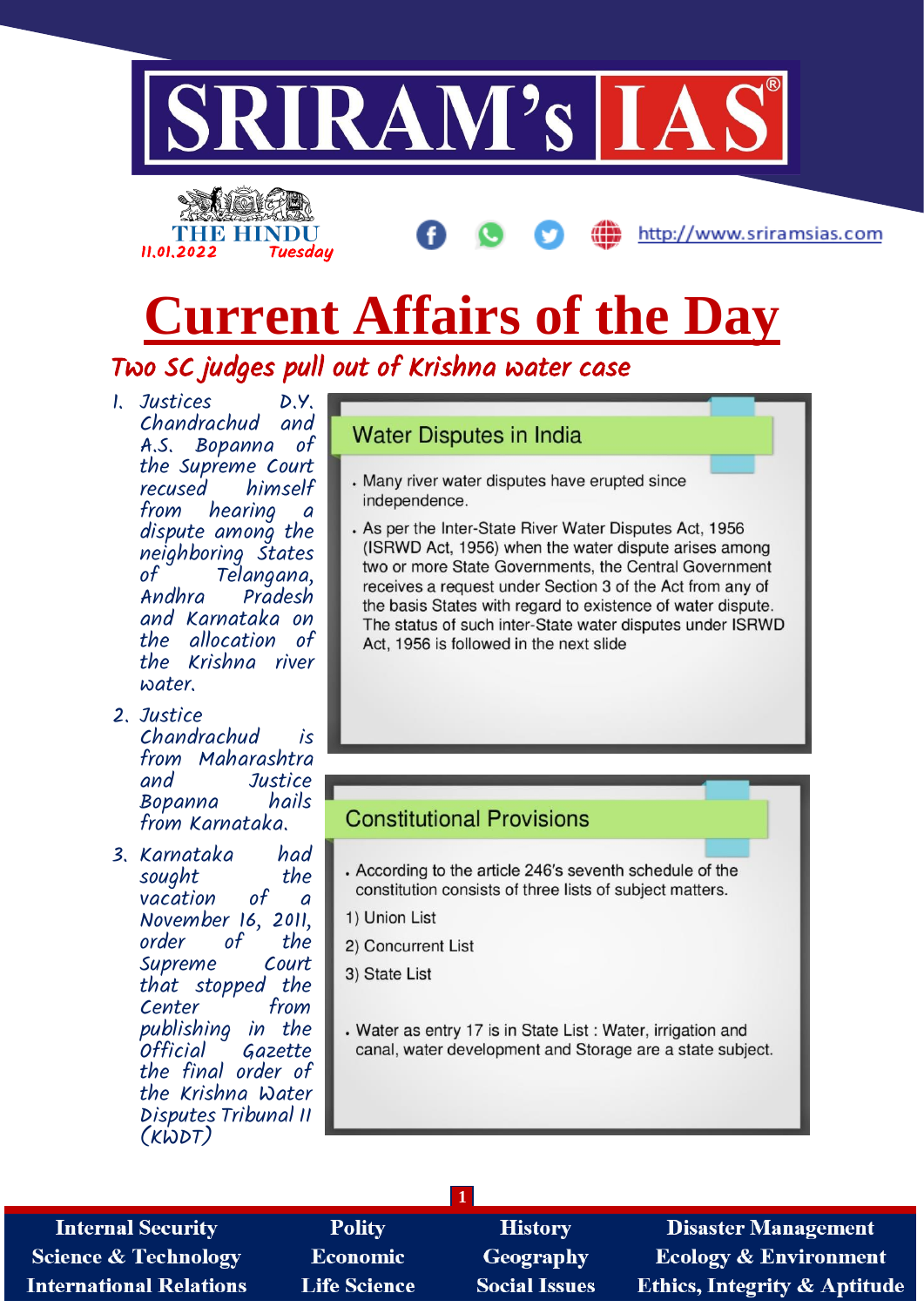# Current Affairs of the Day

## Two SC judges pull out of Krishna water case

1. Justices D.Y. Chandrachud and A.S. Bopanna of the Supreme Court recused himself from hearing a dispute among the neighboring States of Telangana, Andhra Pradesh and Karnataka on the allocation of the Krishna river water.
2. Justice Chandrachud is from Maharashtra and Justice Bopanna hails from Karnataka.
3. Karnataka had sought the vacation of a November 16, 2011, order of the Supreme Court that stopped the Center from publishing in the Official Gazette the final order of the Krishna Water Disputes Tribunal II (KWDT)

### Water Disputes in India

- Many river water disputes have erupted since independence.
- As per the Inter-State River Water Disputes Act, 1956 (ISRWD Act, 1956) when the water dispute arises among two or more State Governments, the Central Government receives a request under Section 3 of the Act from any of the basis States with regard to existence of water dispute. The status of such inter-State water disputes under ISRWD Act, 1956 is followed in the next slide

### Constitutional Provisions

- According to the article 246's seventh schedule of the constitution consists of three lists of subject matters.

1) Union List
2) Concurrent List
3) State List

- Water as entry 17 is in State List : Water, irrigation and canal, water development and Storage are a state subject.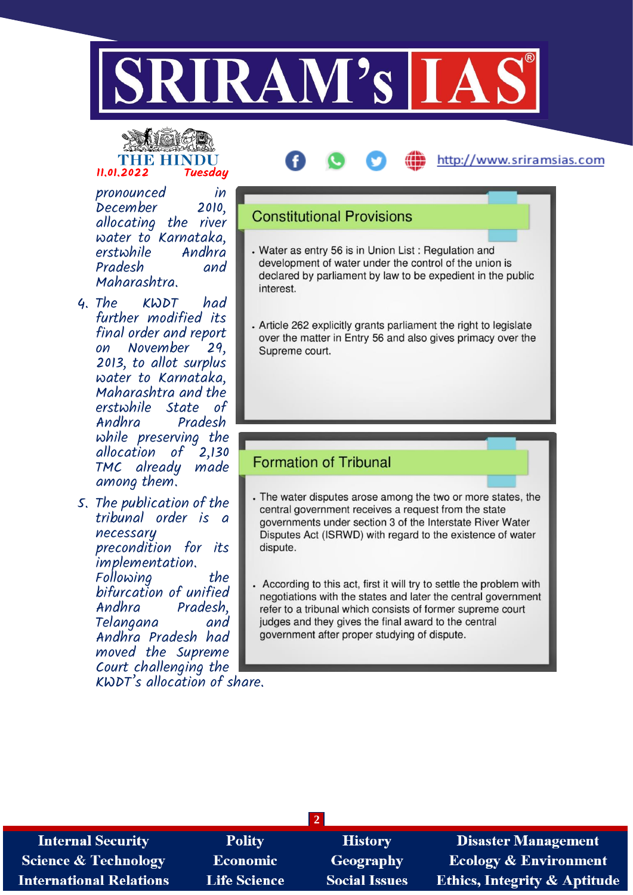pronounced in December 2010, allocating the river water to Karnataka, erstwhile Andhra Pradesh and Maharashtra.

4. The KWDT had further modified its final order and report on November 29, 2013, to allot surplus water to Karnataka, Maharashtra and the erstwhile State of Andhra Pradesh while preserving the allocation of 2,130 TMC already made among them.
5. The publication of the tribunal order is a necessary precondition for its implementation. Following the bifurcation of unified Andhra Pradesh, Telangana and Andhra Pradesh had moved the Supreme Court challenging the KWDT's allocation of share.

## Constitutional Provisions

- Water as entry 56 is in Union List : Regulation and development of water under the control of the union is declared by parliament by law to be expedient in the public interest.
- Article 262 explicitly grants parliament the right to legislate over the matter in Entry 56 and also gives primacy over the Supreme court.

## Formation of Tribunal

- The water disputes arose among the two or more states, the central government receives a request from the state governments under section 3 of the Interstate River Water Disputes Act (ISRWD) with regard to the existence of water dispute.
- According to this act, first it will try to settle the problem with negotiations with the states and later the central government refer to a tribunal which consists of former supreme court judges and they gives the final award to the central government after proper studying of dispute.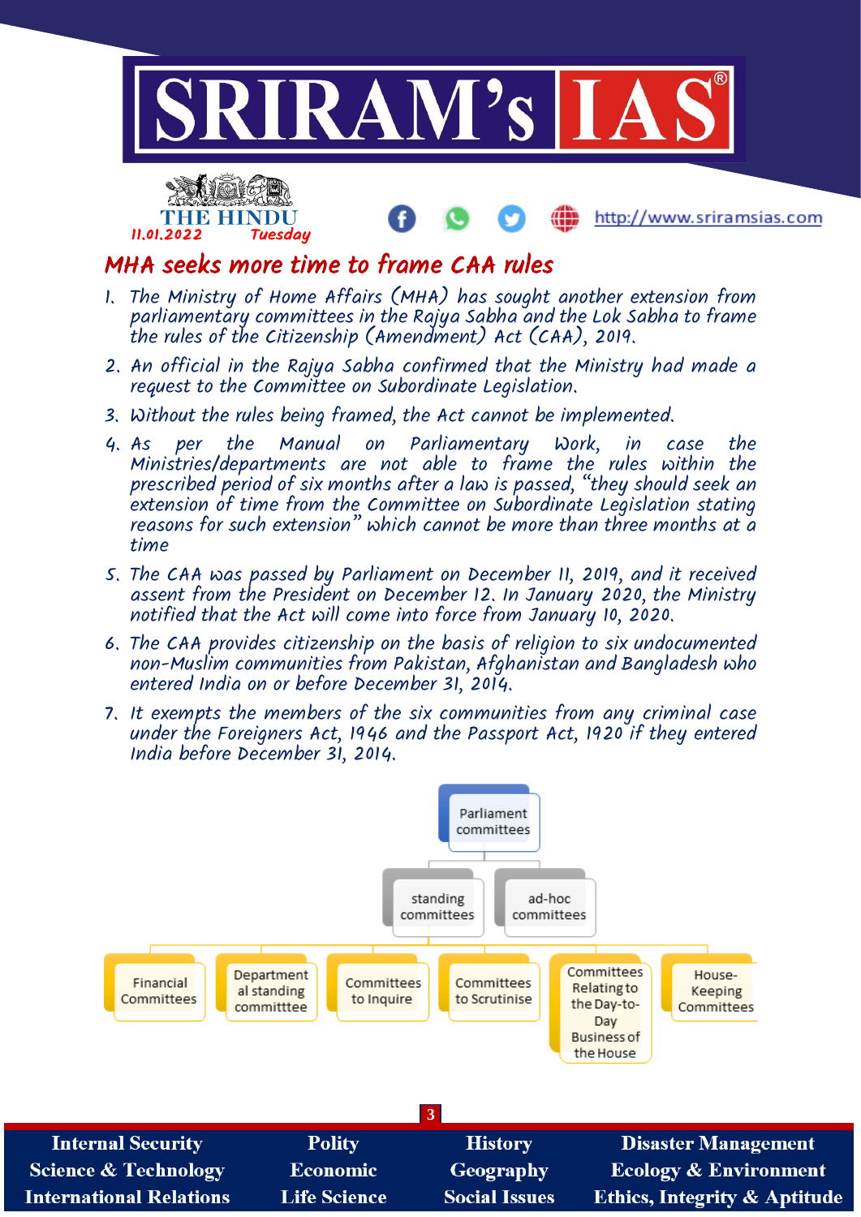THE HINDU

11.01.2022 Tuesday

# MHA seeks more time to frame CAA rules

1. The Ministry of Home Affairs (MHA) has sought another extension from parliamentary committees in the Rajya Sabha and the Lok Sabha to frame the rules of the Citizenship (Amendment) Act (CAA), 2019.
2. An official in the Rajya Sabha confirmed that the Ministry had made a request to the Committee on Subordinate Legislation.
3. Without the rules being framed, the Act cannot be implemented.
4. As per the Manual on Parliamentary Work, in case the Ministries/departments are not able to frame the rules within the prescribed period of six months after a law is passed, "they should seek an extension of time from the Committee on Subordinate Legislation stating reasons for such extension" which cannot be more than three months at a time
5. The CAA was passed by Parliament on December 11, 2019, and it received assent from the President on December 12. In January 2020, the Ministry notified that the Act will come into force from January 10, 2020.
6. The CAA provides citizenship on the basis of religion to six undocumented non-Muslim communities from Pakistan, Afghanistan and Bangladesh who entered India on or before December 31, 2014.
7. It exempts the members of the six communities from any criminal case under the Foreigners Act, 1946 and the Passport Act, 1920 if they entered India before December 31, 2014.

- Parliament committees
  - standing committees
  - ad-hoc committees
    - Financial Committees
    - Departmental standing committtee
    - Committees to Inquire
    - Committees to Scrutinise
    - Committees Relating to the Day-to-Day Business of the House
    - House-Keeping Committees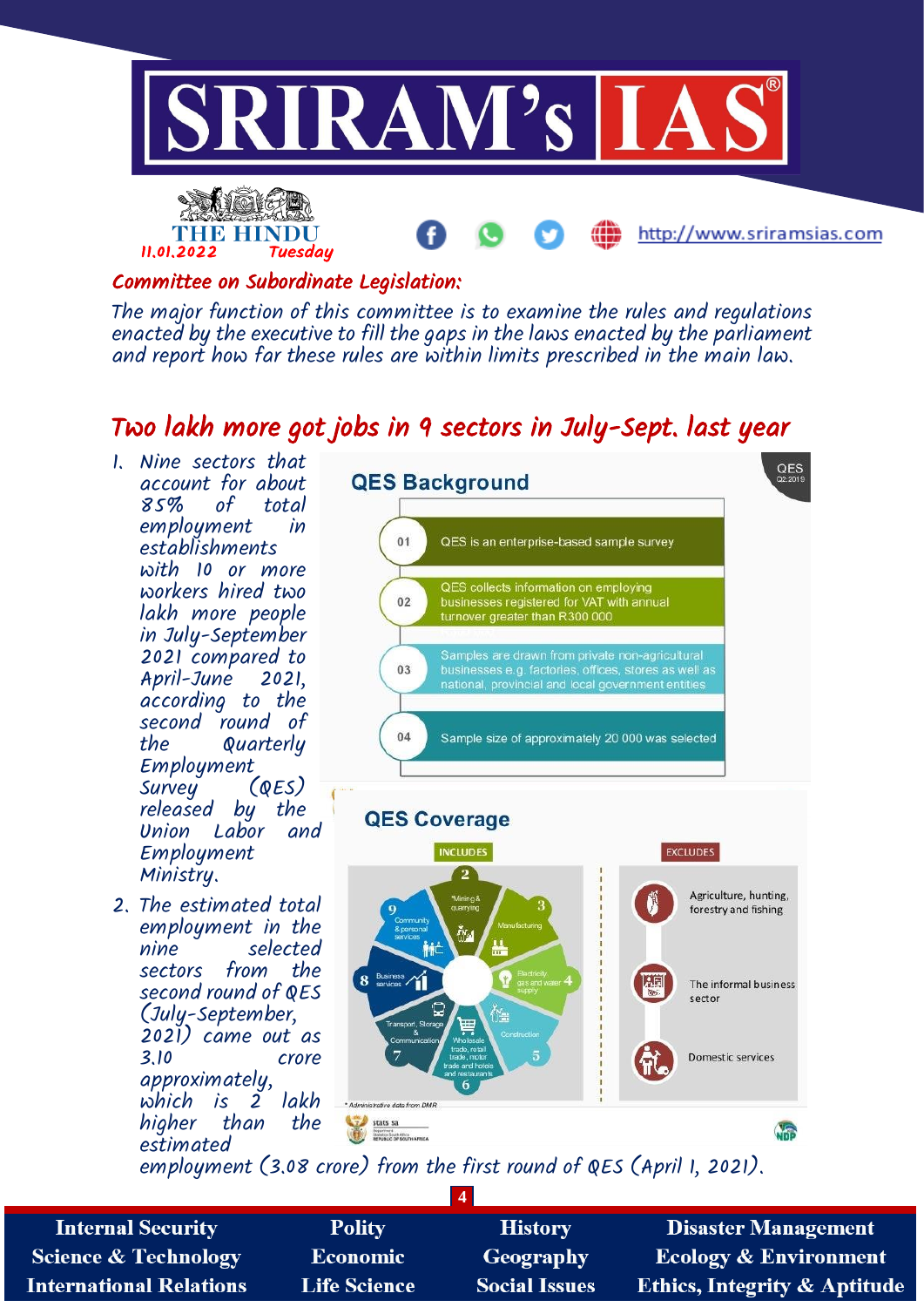## Committee on Subordinate Legislation:

The major function of this committee is to examine the rules and regulations enacted by the executive to fill the gaps in the laws enacted by the parliament and report how far these rules are within limits prescribed in the main law.

## Two lakh more got jobs in 9 sectors in July-Sept. last year

1. Nine sectors that account for about 85% of total employment in establishments with 10 or more workers hired two lakh more people in July-September 2021 compared to April-June 2021, according to the second round of the Quarterly Employment Survey (QES) released by the Union Labor and Employment Ministry.
2. The estimated total employment in the nine selected sectors from the second round of QES (July-September, 2021) came out as 3.10 crore approximately, which is 2 lakh higher than the estimated employment (3.08 crore) from the first round of QES (April 1, 2021).

**QES Background**

- 01 QES is an enterprise-based sample survey
- 02 QES collects information on employing businesses registered for VAT with annual turnover greater than R300 000
- 03 Samples are drawn from private non-agricultural businesses e.g. factories, offices, stores as well as national, provincial and local government entities
- 04 Sample size of approximately 20 000 was selected

**QES Coverage**

INCLUDES:
2. *Mining & quarrying
3. Manufacturing
4. Electricity gas and water supply
5. Construction
6. Wholesale trade, retail trade, motor trade and hotels and restaurants
7. Transport, Storage & Communication
8. Business services
9. Community & personal services

EXCLUDES:
- Agriculture, hunting, forestry and fishing
- The informal business sector
- Domestic services

\* Administrative data from DMR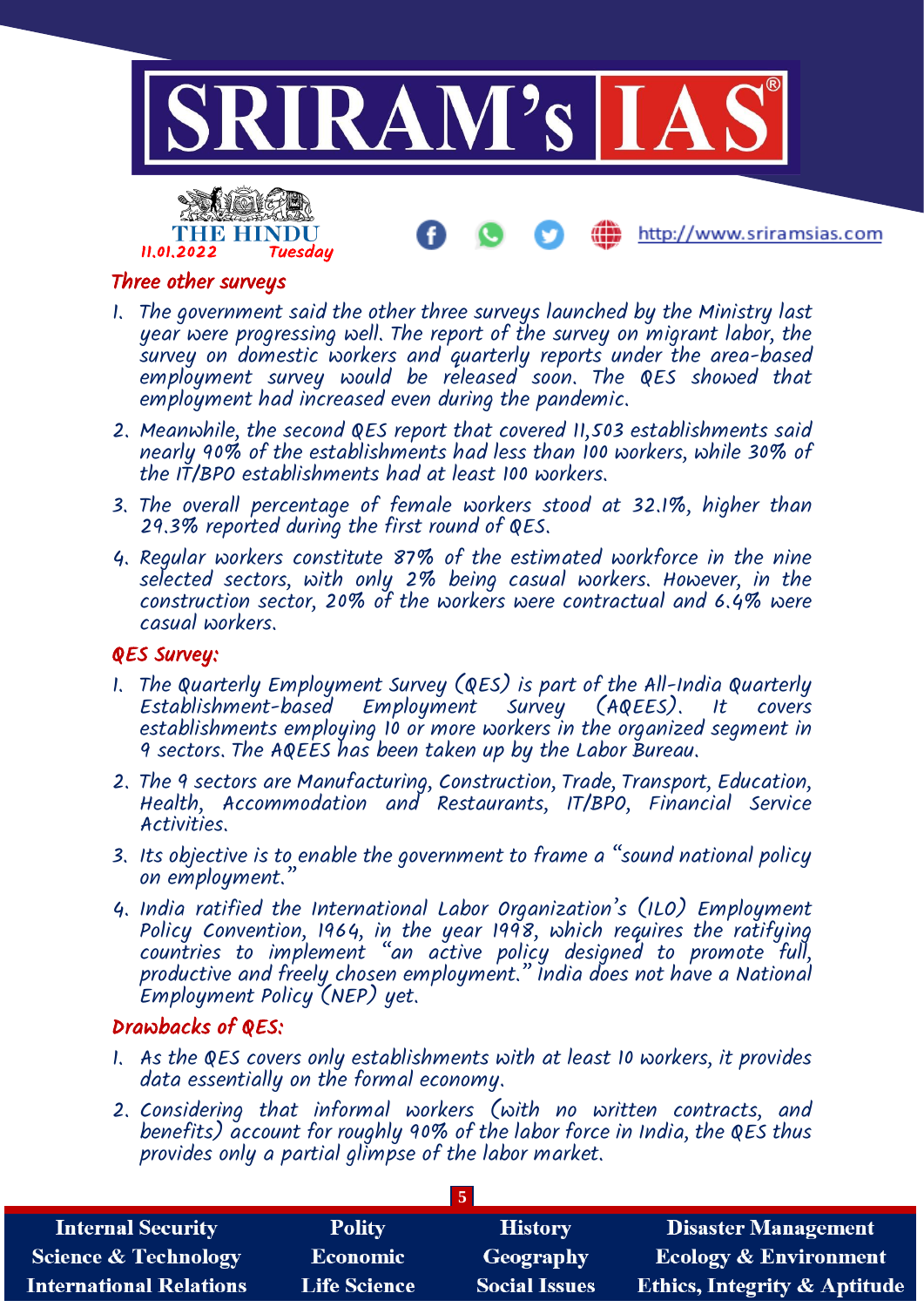## Three other surveys

1. The government said the other three surveys launched by the Ministry last year were progressing well. The report of the survey on migrant labor, the survey on domestic workers and quarterly reports under the area-based employment survey would be released soon. The QES showed that employment had increased even during the pandemic.
2. Meanwhile, the second QES report that covered 11,503 establishments said nearly 90% of the establishments had less than 100 workers, while 30% of the IT/BPO establishments had at least 100 workers.
3. The overall percentage of female workers stood at 32.1%, higher than 29.3% reported during the first round of QES.
4. Regular workers constitute 87% of the estimated workforce in the nine selected sectors, with only 2% being casual workers. However, in the construction sector, 20% of the workers were contractual and 6.4% were casual workers.

## QES Survey:

1. The Quarterly Employment Survey (QES) is part of the All-India Quarterly Establishment-based Employment Survey (AQEES). It covers establishments employing 10 or more workers in the organized segment in 9 sectors. The AQEES has been taken up by the Labor Bureau.
2. The 9 sectors are Manufacturing, Construction, Trade, Transport, Education, Health, Accommodation and Restaurants, IT/BPO, Financial Service Activities.
3. Its objective is to enable the government to frame a "sound national policy on employment."
4. India ratified the International Labor Organization's (ILO) Employment Policy Convention, 1964, in the year 1998, which requires the ratifying countries to implement "an active policy designed to promote full, productive and freely chosen employment." India does not have a National Employment Policy (NEP) yet.

## Drawbacks of QES:

1. As the QES covers only establishments with at least 10 workers, it provides data essentially on the formal economy.
2. Considering that informal workers (with no written contracts, and benefits) account for roughly 90% of the labor force in India, the QES thus provides only a partial glimpse of the labor market.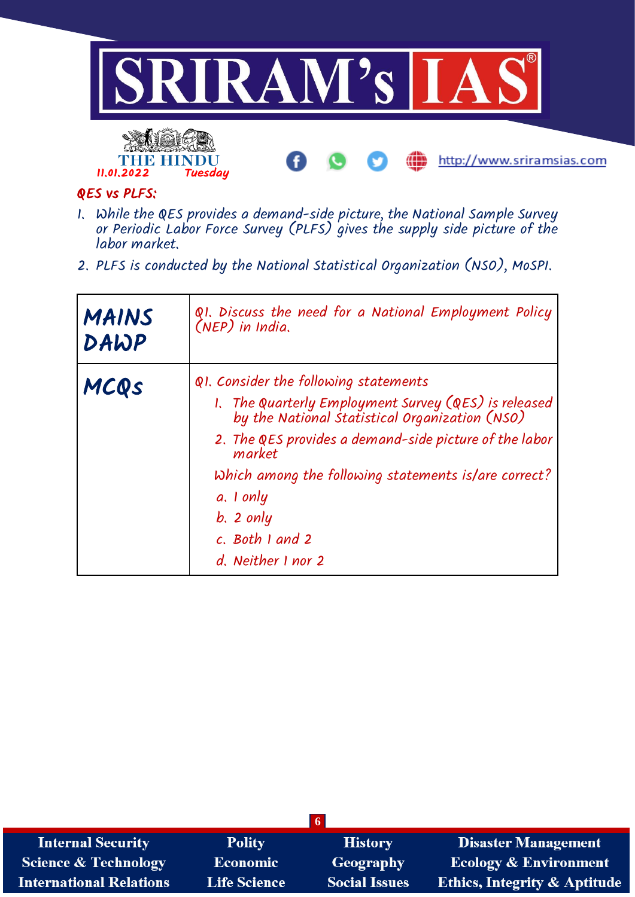11.01.2022 Tuesday

## QES vs PLFS:

1. While the QES provides a demand-side picture, the National Sample Survey or Periodic Labor Force Survey (PLFS) gives the supply side picture of the labor market.
2. PLFS is conducted by the National Statistical Organization (NSO), MoSPI.

| | |
|---|---|
| **MAINS DAWP** | Q1. Discuss the need for a National Employment Policy (NEP) in India. |
| **MCQs** | Q1. Consider the following statements<br>1. The Quarterly Employment Survey (QES) is released by the National Statistical Organization (NSO)<br>2. The QES provides a demand-side picture of the labor market<br>Which among the following statements is/are correct?<br>a. 1 only<br>b. 2 only<br>c. Both 1 and 2<br>d. Neither 1 nor 2 |